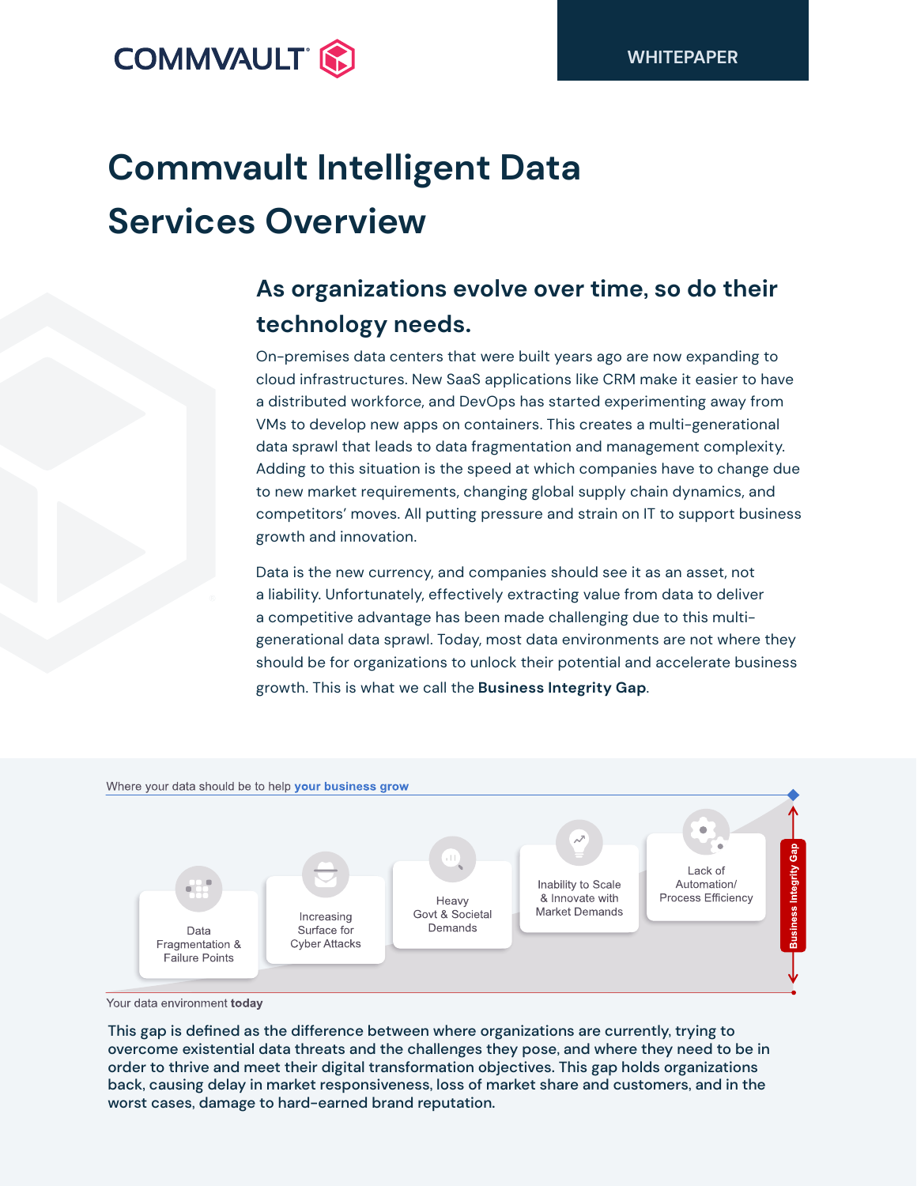WHITEPAPER

# Commvault Intelligent Data Services Overview

## As organizations evolve over time, so do their technology needs.

On-premises data centers that were built years ago are now expanding to cloud infrastructures. New SaaS applications like CRM make it easier to have a distributed workforce, and DevOps has started experimenting away from VMs to develop new apps on containers. This creates a multi-generational data sprawl that leads to data fragmentation and management complexity. Adding to this situation is the speed at which companies have to change due to new market requirements, changing global supply chain dynamics, and competitors' moves. All putting pressure and strain on IT to support business growth and innovation.

Data is the new currency, and companies should see it as an asset, not a liability. Unfortunately, effectively extracting value from data to deliver a competitive advantage has been made challenging due to this multi-generational data sprawl. Today, most data environments are not where they should be for organizations to unlock their potential and accelerate business growth. This is what we call the **Business Integrity Gap**.

Where your data should be to help **your business grow**

- Data Fragmentation & Failure Points
- Increasing Surface for Cyber Attacks
- Heavy Govt & Societal Demands
- Inability to Scale & Innovate with Market Demands
- Lack of Automation/ Process Efficiency

Business Integrity Gap

Your data environment **today**

This gap is defined as the difference between where organizations are currently, trying to overcome existential data threats and the challenges they pose, and where they need to be in order to thrive and meet their digital transformation objectives. This gap holds organizations back, causing delay in market responsiveness, loss of market share and customers, and in the worst cases, damage to hard-earned brand reputation.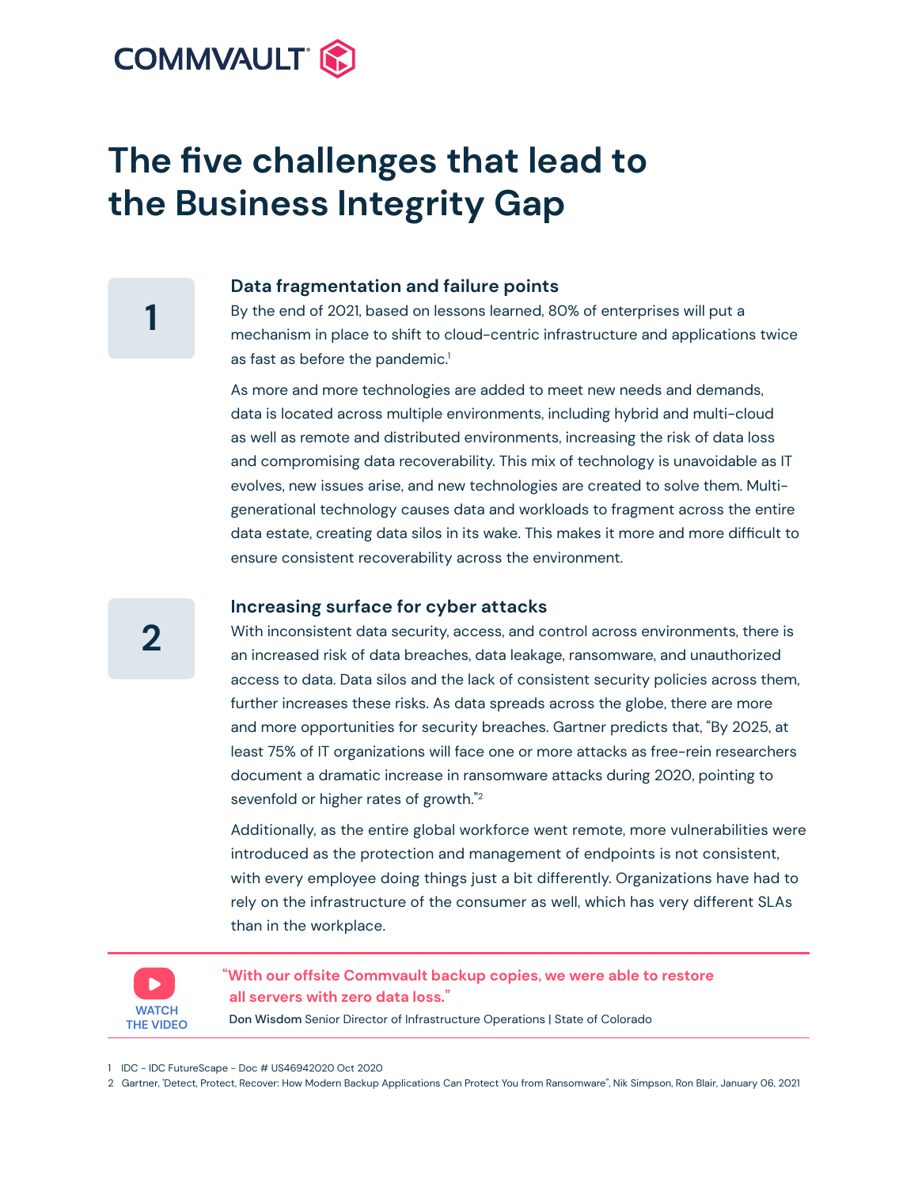# The five challenges that lead to the Business Integrity Gap

## 1

### Data fragmentation and failure points

By the end of 2021, based on lessons learned, 80% of enterprises will put a mechanism in place to shift to cloud-centric infrastructure and applications twice as fast as before the pandemic.[1]

As more and more technologies are added to meet new needs and demands, data is located across multiple environments, including hybrid and multi-cloud as well as remote and distributed environments, increasing the risk of data loss and compromising data recoverability. This mix of technology is unavoidable as IT evolves, new issues arise, and new technologies are created to solve them. Multi-generational technology causes data and workloads to fragment across the entire data estate, creating data silos in its wake. This makes it more and more difficult to ensure consistent recoverability across the environment.

## 2

### Increasing surface for cyber attacks

With inconsistent data security, access, and control across environments, there is an increased risk of data breaches, data leakage, ransomware, and unauthorized access to data. Data silos and the lack of consistent security policies across them, further increases these risks. As data spreads across the globe, there are more and more opportunities for security breaches. Gartner predicts that, "By 2025, at least 75% of IT organizations will face one or more attacks as free-rein researchers document a dramatic increase in ransomware attacks during 2020, pointing to sevenfold or higher rates of growth."[2]

Additionally, as the entire global workforce went remote, more vulnerabilities were introduced as the protection and management of endpoints is not consistent, with every employee doing things just a bit differently. Organizations have had to rely on the infrastructure of the consumer as well, which has very different SLAs than in the workplace.

WATCH THE VIDEO

**"With our offsite Commvault backup copies, we were able to restore all servers with zero data loss."**

**Don Wisdom** Senior Director of Infrastructure Operations | State of Colorado

1 IDC - IDC FutureScape - Doc # US46942020 Oct 2020

2 Gartner, 'Detect, Protect, Recover: How Modern Backup Applications Can Protect You from Ransomware", Nik Simpson, Ron Blair, January 06, 2021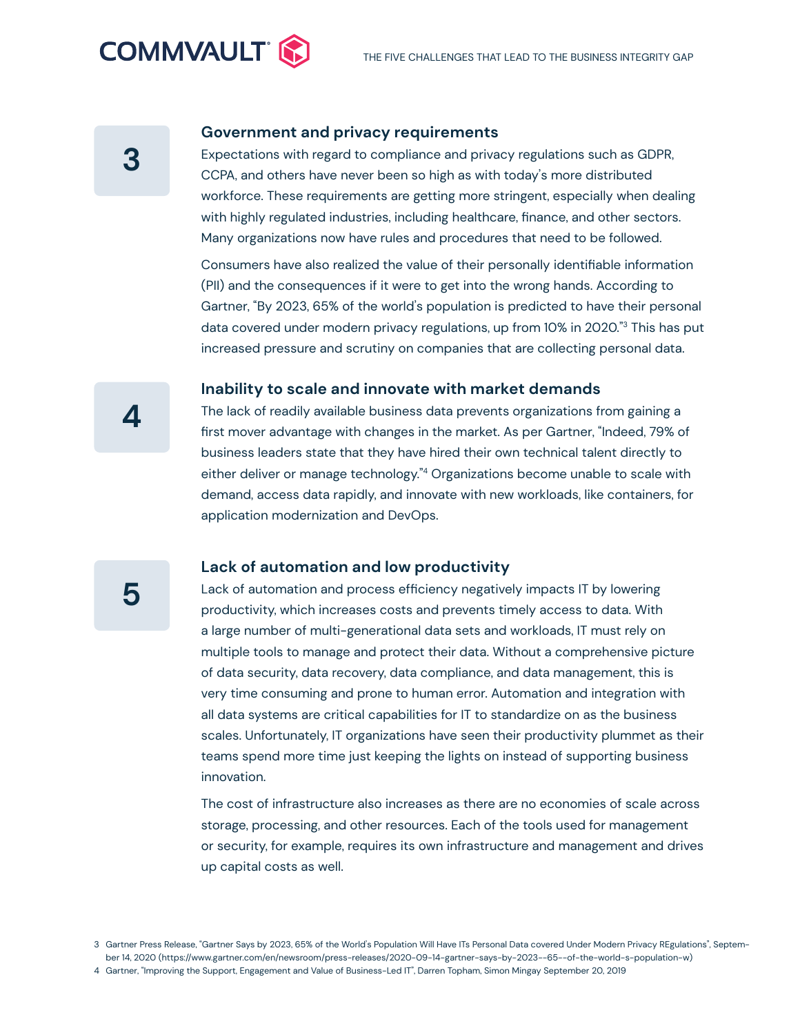## 3 Government and privacy requirements

Expectations with regard to compliance and privacy regulations such as GDPR, CCPA, and others have never been so high as with today's more distributed workforce. These requirements are getting more stringent, especially when dealing with highly regulated industries, including healthcare, finance, and other sectors. Many organizations now have rules and procedures that need to be followed.

Consumers have also realized the value of their personally identifiable information (PII) and the consequences if it were to get into the wrong hands. According to Gartner, "By 2023, 65% of the world's population is predicted to have their personal data covered under modern privacy regulations, up from 10% in 2020."[3] This has put increased pressure and scrutiny on companies that are collecting personal data.

## 4 Inability to scale and innovate with market demands

The lack of readily available business data prevents organizations from gaining a first mover advantage with changes in the market. As per Gartner, "Indeed, 79% of business leaders state that they have hired their own technical talent directly to either deliver or manage technology."[4] Organizations become unable to scale with demand, access data rapidly, and innovate with new workloads, like containers, for application modernization and DevOps.

## 5 Lack of automation and low productivity

Lack of automation and process efficiency negatively impacts IT by lowering productivity, which increases costs and prevents timely access to data. With a large number of multi-generational data sets and workloads, IT must rely on multiple tools to manage and protect their data. Without a comprehensive picture of data security, data recovery, data compliance, and data management, this is very time consuming and prone to human error. Automation and integration with all data systems are critical capabilities for IT to standardize on as the business scales. Unfortunately, IT organizations have seen their productivity plummet as their teams spend more time just keeping the lights on instead of supporting business innovation.

The cost of infrastructure also increases as there are no economies of scale across storage, processing, and other resources. Each of the tools used for management or security, for example, requires its own infrastructure and management and drives up capital costs as well.

---

3 Gartner Press Release, "Gartner Says by 2023, 65% of the World's Population Will Have ITs Personal Data covered Under Modern Privacy REgulations", September 14, 2020 (https://www.gartner.com/en/newsroom/press-releases/2020-09-14-gartner-says-by-2023--65--of-the-world-s-population-w)

4 Gartner, "Improving the Support, Engagement and Value of Business-Led IT", Darren Topham, Simon Mingay September 20, 2019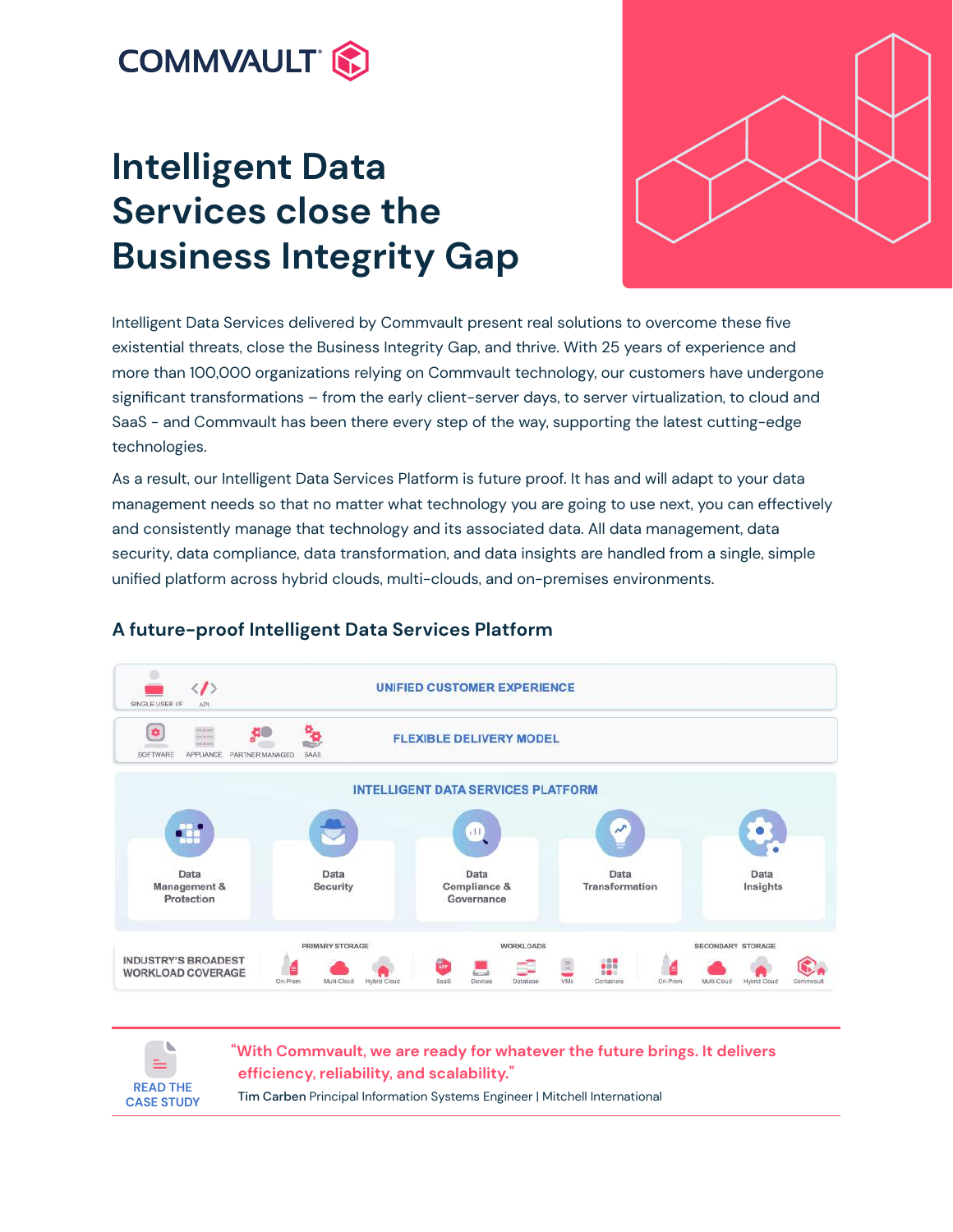# Intelligent Data Services close the Business Integrity Gap

Intelligent Data Services delivered by Commvault present real solutions to overcome these five existential threats, close the Business Integrity Gap, and thrive. With 25 years of experience and more than 100,000 organizations relying on Commvault technology, our customers have undergone significant transformations – from the early client-server days, to server virtualization, to cloud and SaaS - and Commvault has been there every step of the way, supporting the latest cutting-edge technologies.

As a result, our Intelligent Data Services Platform is future proof. It has and will adapt to your data management needs so that no matter what technology you are going to use next, you can effectively and consistently manage that technology and its associated data. All data management, data security, data compliance, data transformation, and data insights are handled from a single, simple unified platform across hybrid clouds, multi-clouds, and on-premises environments.

## A future-proof Intelligent Data Services Platform

SINGLE USER I/F | API — **UNIFIED CUSTOMER EXPERIENCE**

SOFTWARE | APPLIANCE | PARTNER MANAGED | SAAS — **FLEXIBLE DELIVERY MODEL**

**INTELLIGENT DATA SERVICES PLATFORM**

- Data Management & Protection
- Data Security
- Data Compliance & Governance
- Data Transformation
- Data Insights

**INDUSTRY'S BROADEST WORKLOAD COVERAGE**

- PRIMARY STORAGE: On-Prem, Multi-Cloud, Hybrid Cloud
- WORKLOADS: SaaS, Devices, Database, VMs, Containers
- SECONDARY STORAGE: On-Prem, Multi-Cloud, Hybrid Cloud, Commvault

---

READ THE CASE STUDY

"With Commvault, we are ready for whatever the future brings. It delivers efficiency, reliability, and scalability."

**Tim Carben** Principal Information Systems Engineer | Mitchell International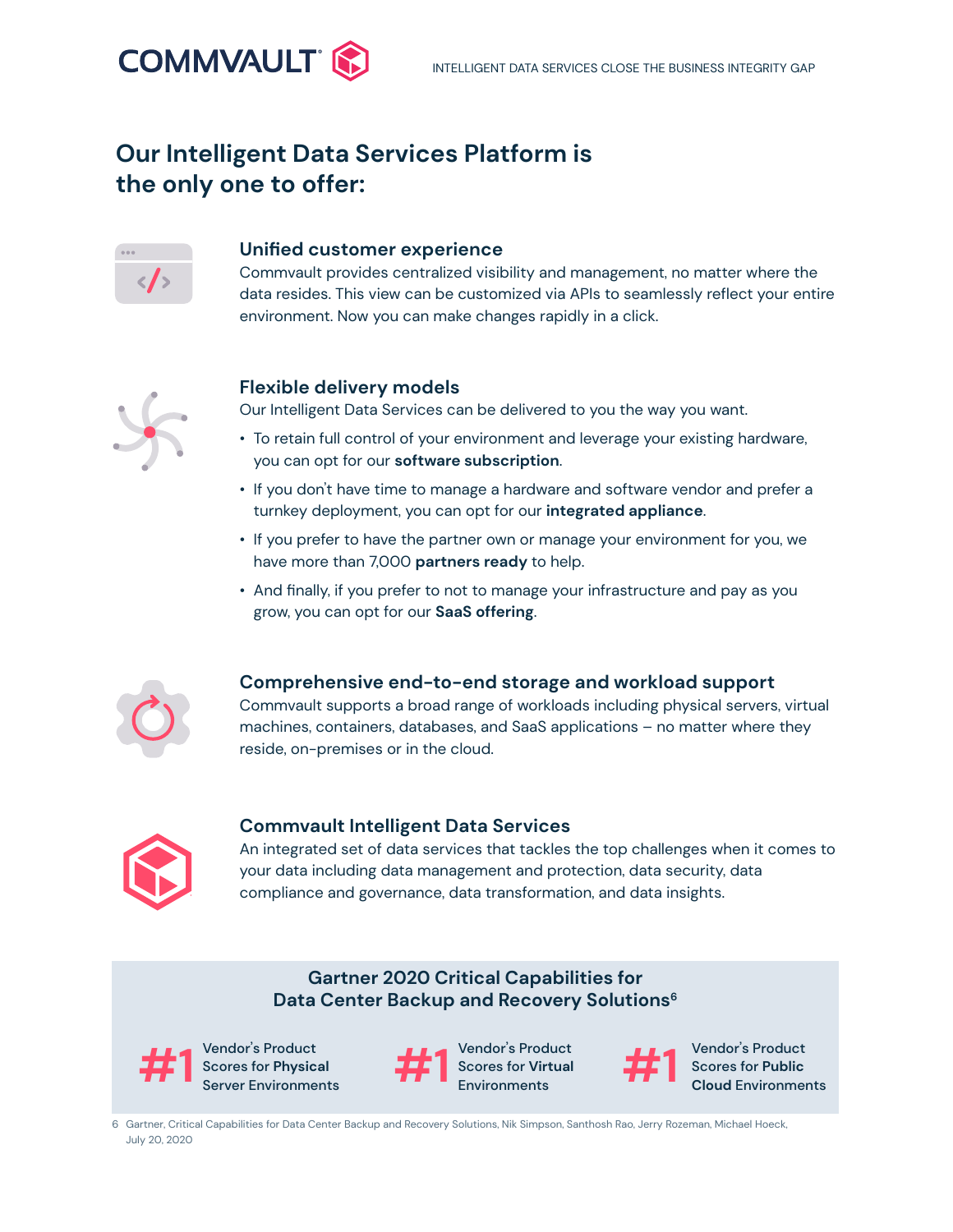## Our Intelligent Data Services Platform is the only one to offer:

### Unified customer experience

Commvault provides centralized visibility and management, no matter where the data resides. This view can be customized via APIs to seamlessly reflect your entire environment. Now you can make changes rapidly in a click.

### Flexible delivery models

Our Intelligent Data Services can be delivered to you the way you want.

- To retain full control of your environment and leverage your existing hardware, you can opt for our **software subscription**.
- If you don't have time to manage a hardware and software vendor and prefer a turnkey deployment, you can opt for our **integrated appliance**.
- If you prefer to have the partner own or manage your environment for you, we have more than 7,000 **partners ready** to help.
- And finally, if you prefer to not to manage your infrastructure and pay as you grow, you can opt for our **SaaS offering**.

### Comprehensive end-to-end storage and workload support

Commvault supports a broad range of workloads including physical servers, virtual machines, containers, databases, and SaaS applications – no matter where they reside, on-premises or in the cloud.

### Commvault Intelligent Data Services

An integrated set of data services that tackles the top challenges when it comes to your data including data management and protection, data security, data compliance and governance, data transformation, and data insights.

### Gartner 2020 Critical Capabilities for Data Center Backup and Recovery Solutions[6]

**#1** Vendor's Product Scores for **Physical** Server Environments

**#1** Vendor's Product Scores for **Virtual** Environments

**#1** Vendor's Product Scores for **Public Cloud** Environments

6 Gartner, Critical Capabilities for Data Center Backup and Recovery Solutions, Nik Simpson, Santhosh Rao, Jerry Rozeman, Michael Hoeck, July 20, 2020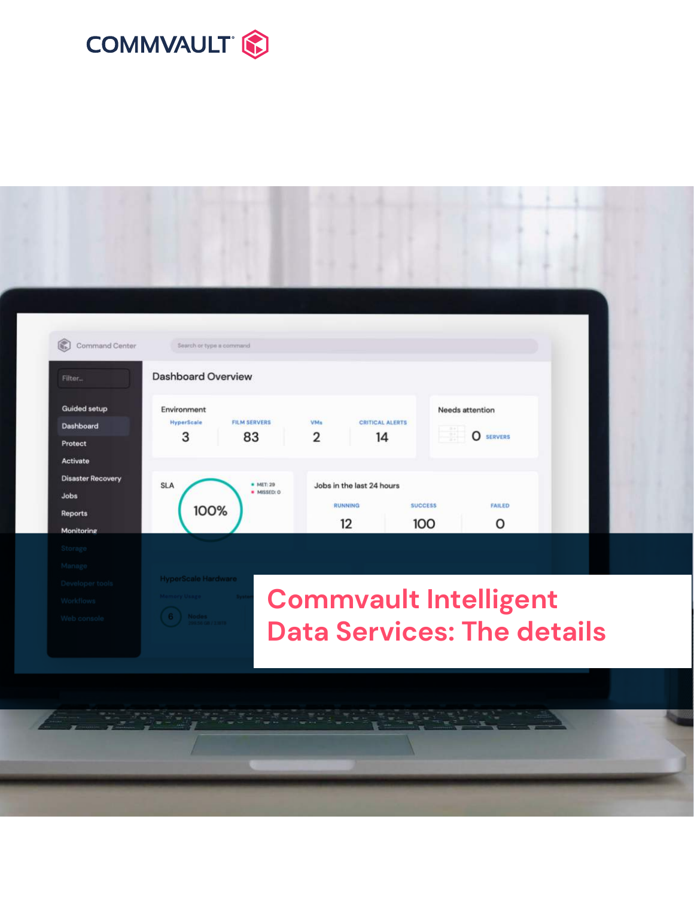COMMVAULT

# Commvault Intelligent Data Services: The details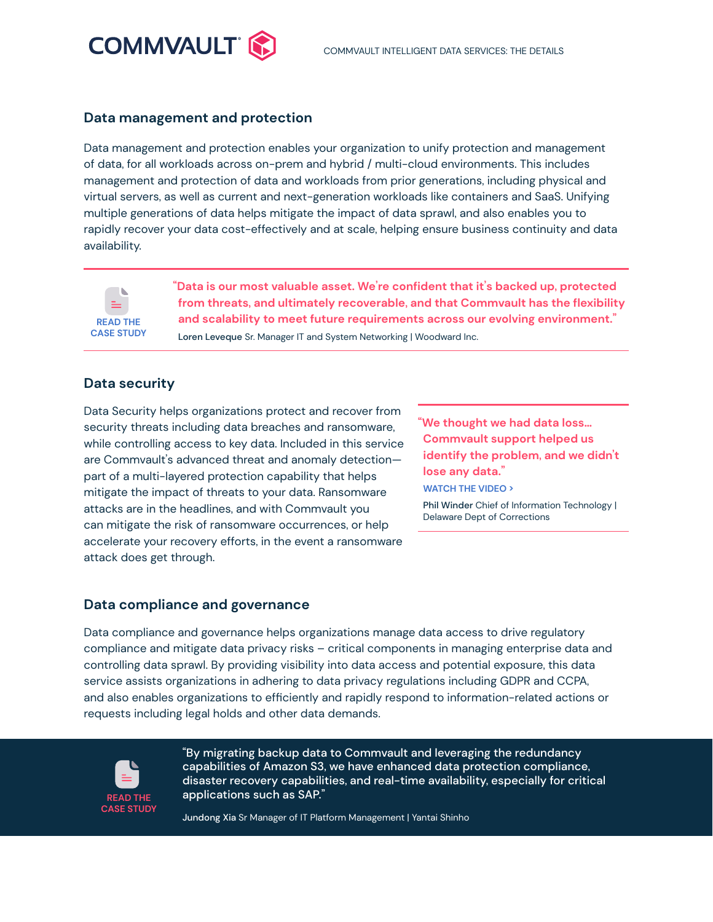## Data management and protection

Data management and protection enables your organization to unify protection and management of data, for all workloads across on-prem and hybrid / multi-cloud environments. This includes management and protection of data and workloads from prior generations, including physical and virtual servers, as well as current and next-generation workloads like containers and SaaS. Unifying multiple generations of data helps mitigate the impact of data sprawl, and also enables you to rapidly recover your data cost-effectively and at scale, helping ensure business continuity and data availability.

READ THE CASE STUDY

> **"Data is our most valuable asset. We're confident that it's backed up, protected from threats, and ultimately recoverable, and that Commvault has the flexibility and scalability to meet future requirements across our evolving environment."**
>
> **Loren Leveque** Sr. Manager IT and System Networking | Woodward Inc.

## Data security

Data Security helps organizations protect and recover from security threats including data breaches and ransomware, while controlling access to key data. Included in this service are Commvault's advanced threat and anomaly detection—part of a multi-layered protection capability that helps mitigate the impact of threats to your data. Ransomware attacks are in the headlines, and with Commvault you can mitigate the risk of ransomware occurrences, or help accelerate your recovery efforts, in the event a ransomware attack does get through.

> **"We thought we had data loss... Commvault support helped us identify the problem, and we didn't lose any data."**
>
> WATCH THE VIDEO >
>
> **Phil Winder** Chief of Information Technology | Delaware Dept of Corrections

## Data compliance and governance

Data compliance and governance helps organizations manage data access to drive regulatory compliance and mitigate data privacy risks – critical components in managing enterprise data and controlling data sprawl. By providing visibility into data access and potential exposure, this data service assists organizations in adhering to data privacy regulations including GDPR and CCPA, and also enables organizations to efficiently and rapidly respond to information-related actions or requests including legal holds and other data demands.

READ THE CASE STUDY

> "By migrating backup data to Commvault and leveraging the redundancy capabilities of Amazon S3, we have enhanced data protection compliance, disaster recovery capabilities, and real-time availability, especially for critical applications such as SAP."
>
> **Jundong Xia** Sr Manager of IT Platform Management | Yantai Shinho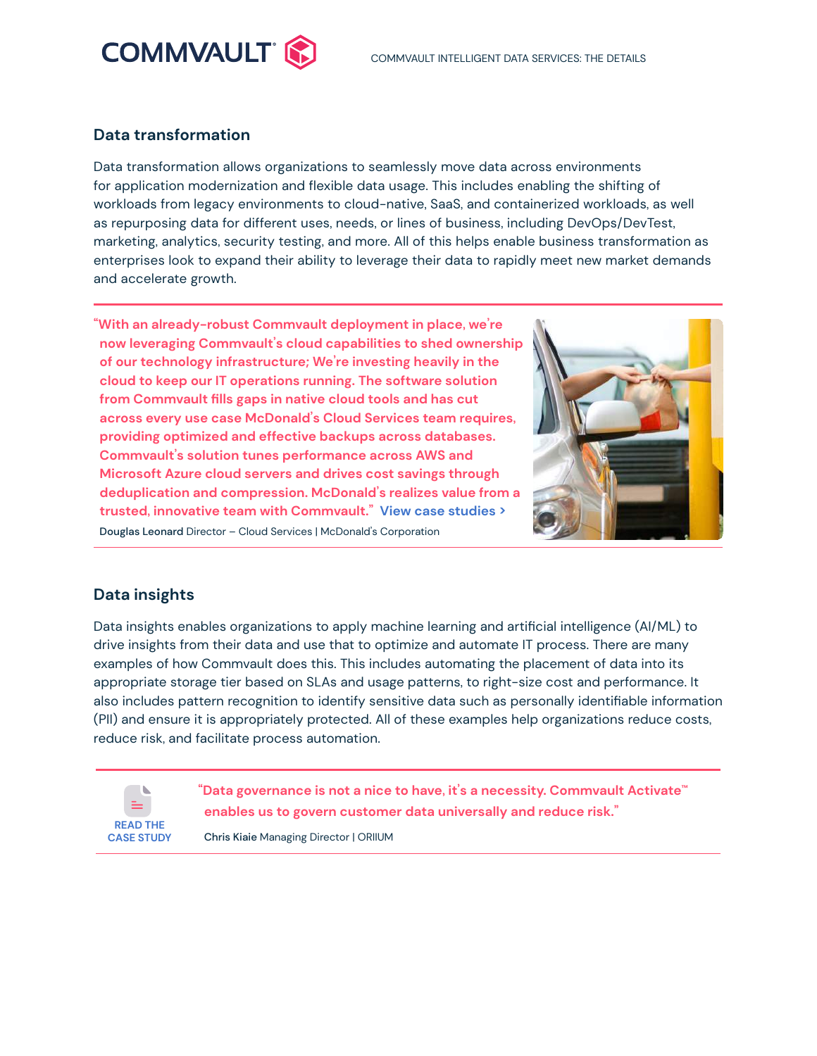## Data transformation

Data transformation allows organizations to seamlessly move data across environments for application modernization and flexible data usage. This includes enabling the shifting of workloads from legacy environments to cloud-native, SaaS, and containerized workloads, as well as repurposing data for different uses, needs, or lines of business, including DevOps/DevTest, marketing, analytics, security testing, and more. All of this helps enable business transformation as enterprises look to expand their ability to leverage their data to rapidly meet new market demands and accelerate growth.

**"With an already-robust Commvault deployment in place, we're now leveraging Commvault's cloud capabilities to shed ownership of our technology infrastructure; We're investing heavily in the cloud to keep our IT operations running. The software solution from Commvault fills gaps in native cloud tools and has cut across every use case McDonald's Cloud Services team requires, providing optimized and effective backups across databases. Commvault's solution tunes performance across AWS and Microsoft Azure cloud servers and drives cost savings through deduplication and compression. McDonald's realizes value from a trusted, innovative team with Commvault."** View case studies >

**Douglas Leonard** Director – Cloud Services | McDonald's Corporation

## Data insights

Data insights enables organizations to apply machine learning and artificial intelligence (AI/ML) to drive insights from their data and use that to optimize and automate IT process. There are many examples of how Commvault does this. This includes automating the placement of data into its appropriate storage tier based on SLAs and usage patterns, to right-size cost and performance. It also includes pattern recognition to identify sensitive data such as personally identifiable information (PII) and ensure it is appropriately protected. All of these examples help organizations reduce costs, reduce risk, and facilitate process automation.

READ THE CASE STUDY

**"Data governance is not a nice to have, it's a necessity. Commvault Activate™ enables us to govern customer data universally and reduce risk."**

**Chris Kiaie** Managing Director | ORIIUM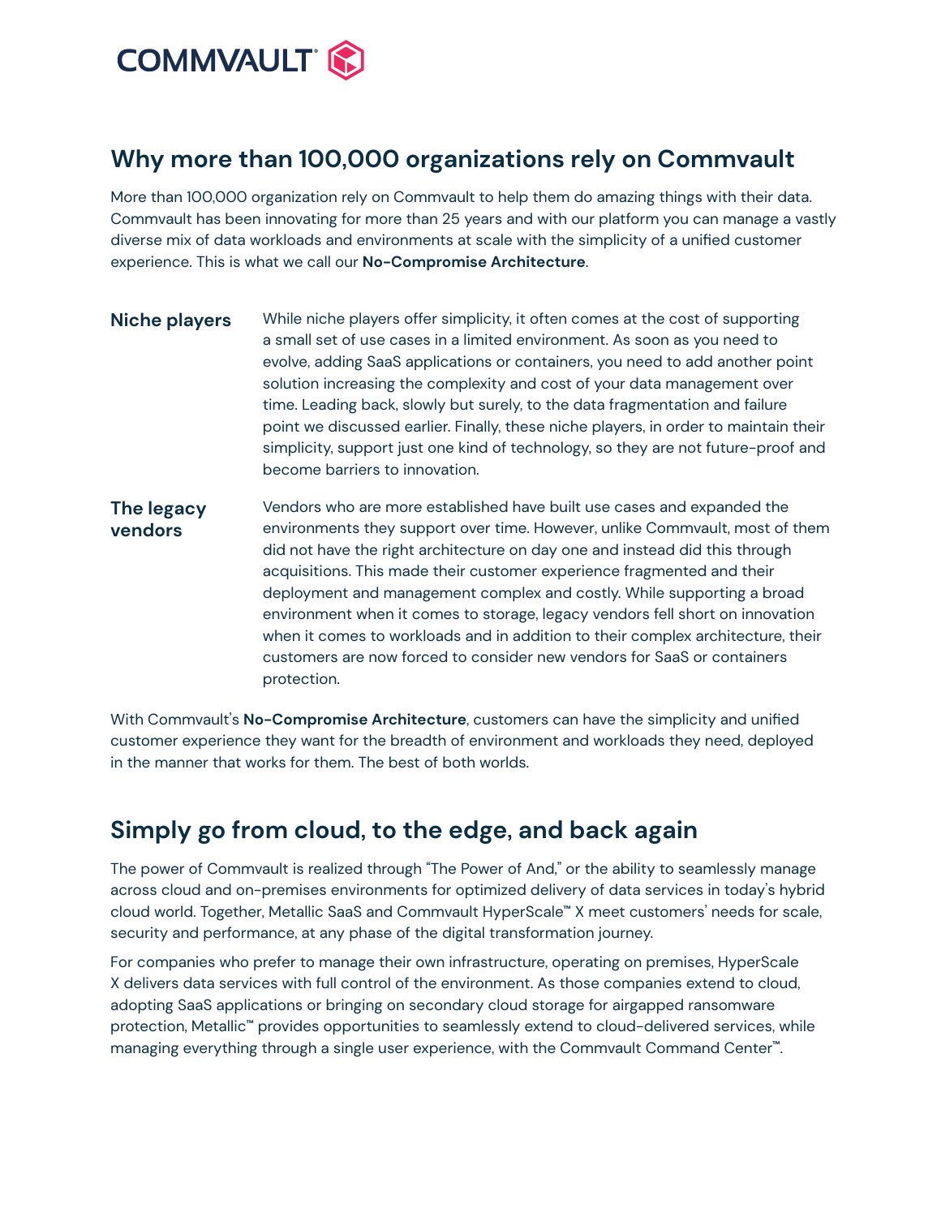## Why more than 100,000 organizations rely on Commvault

More than 100,000 organization rely on Commvault to help them do amazing things with their data. Commvault has been innovating for more than 25 years and with our platform you can manage a vastly diverse mix of data workloads and environments at scale with the simplicity of a unified customer experience. This is what we call our **No-Compromise Architecture**.

**Niche players**

While niche players offer simplicity, it often comes at the cost of supporting a small set of use cases in a limited environment. As soon as you need to evolve, adding SaaS applications or containers, you need to add another point solution increasing the complexity and cost of your data management over time. Leading back, slowly but surely, to the data fragmentation and failure point we discussed earlier. Finally, these niche players, in order to maintain their simplicity, support just one kind of technology, so they are not future-proof and become barriers to innovation.

**The legacy vendors**

Vendors who are more established have built use cases and expanded the environments they support over time. However, unlike Commvault, most of them did not have the right architecture on day one and instead did this through acquisitions. This made their customer experience fragmented and their deployment and management complex and costly. While supporting a broad environment when it comes to storage, legacy vendors fell short on innovation when it comes to workloads and in addition to their complex architecture, their customers are now forced to consider new vendors for SaaS or containers protection.

With Commvault's **No-Compromise Architecture**, customers can have the simplicity and unified customer experience they want for the breadth of environment and workloads they need, deployed in the manner that works for them. The best of both worlds.

## Simply go from cloud, to the edge, and back again

The power of Commvault is realized through "The Power of And," or the ability to seamlessly manage across cloud and on-premises environments for optimized delivery of data services in today's hybrid cloud world. Together, Metallic SaaS and Commvault HyperScale™ X meet customers' needs for scale, security and performance, at any phase of the digital transformation journey.

For companies who prefer to manage their own infrastructure, operating on premises, HyperScale X delivers data services with full control of the environment. As those companies extend to cloud, adopting SaaS applications or bringing on secondary cloud storage for airgapped ransomware protection, Metallic™ provides opportunities to seamlessly extend to cloud-delivered services, while managing everything through a single user experience, with the Commvault Command Center™.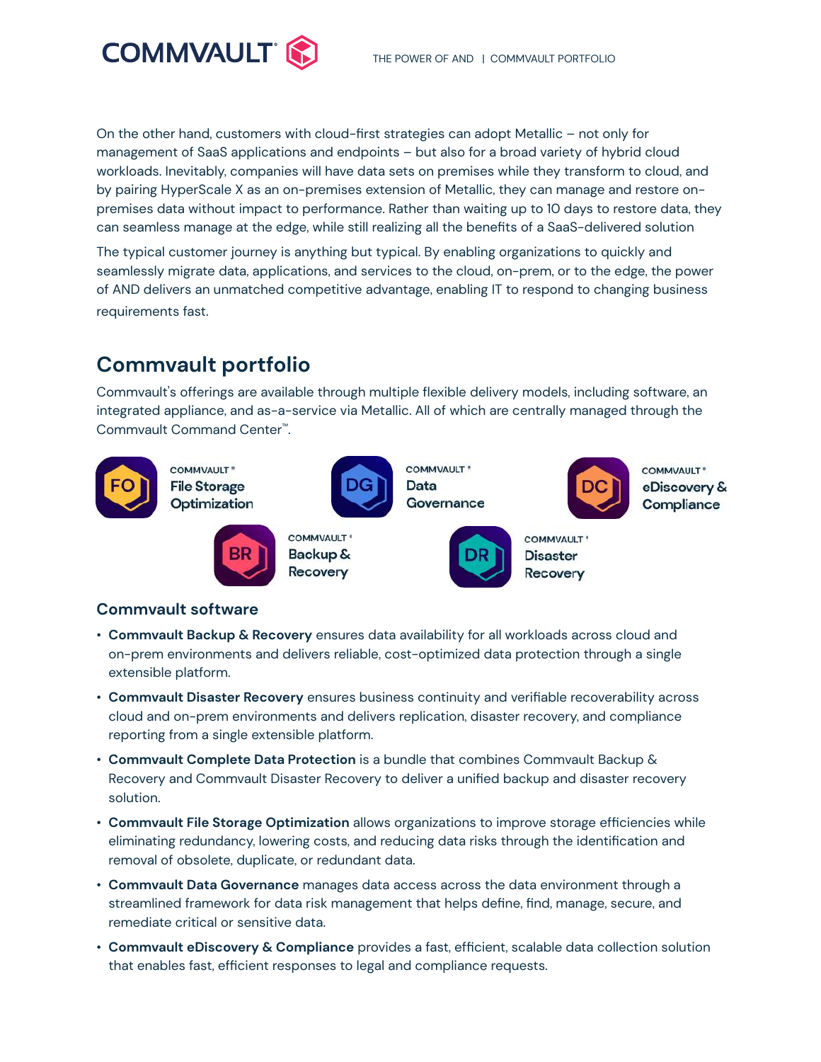On the other hand, customers with cloud-first strategies can adopt Metallic – not only for management of SaaS applications and endpoints – but also for a broad variety of hybrid cloud workloads. Inevitably, companies will have data sets on premises while they transform to cloud, and by pairing HyperScale X as an on-premises extension of Metallic, they can manage and restore on-premises data without impact to performance. Rather than waiting up to 10 days to restore data, they can seamless manage at the edge, while still realizing all the benefits of a SaaS-delivered solution

The typical customer journey is anything but typical. By enabling organizations to quickly and seamlessly migrate data, applications, and services to the cloud, on-prem, or to the edge, the power of AND delivers an unmatched competitive advantage, enabling IT to respond to changing business requirements fast.

## Commvault portfolio

Commvault's offerings are available through multiple flexible delivery models, including software, an integrated appliance, and as-a-service via Metallic. All of which are centrally managed through the Commvault Command Center™.

FO — COMMVAULT® File Storage Optimization

DG — COMMVAULT® Data Governance

DC — COMMVAULT® eDiscovery & Compliance

BR — COMMVAULT® Backup & Recovery

DR — COMMVAULT® Disaster Recovery

### Commvault software

- **Commvault Backup & Recovery** ensures data availability for all workloads across cloud and on-prem environments and delivers reliable, cost-optimized data protection through a single extensible platform.
- **Commvault Disaster Recovery** ensures business continuity and verifiable recoverability across cloud and on-prem environments and delivers replication, disaster recovery, and compliance reporting from a single extensible platform.
- **Commvault Complete Data Protection** is a bundle that combines Commvault Backup & Recovery and Commvault Disaster Recovery to deliver a unified backup and disaster recovery solution.
- **Commvault File Storage Optimization** allows organizations to improve storage efficiencies while eliminating redundancy, lowering costs, and reducing data risks through the identification and removal of obsolete, duplicate, or redundant data.
- **Commvault Data Governance** manages data access across the data environment through a streamlined framework for data risk management that helps define, find, manage, secure, and remediate critical or sensitive data.
- **Commvault eDiscovery & Compliance** provides a fast, efficient, scalable data collection solution that enables fast, efficient responses to legal and compliance requests.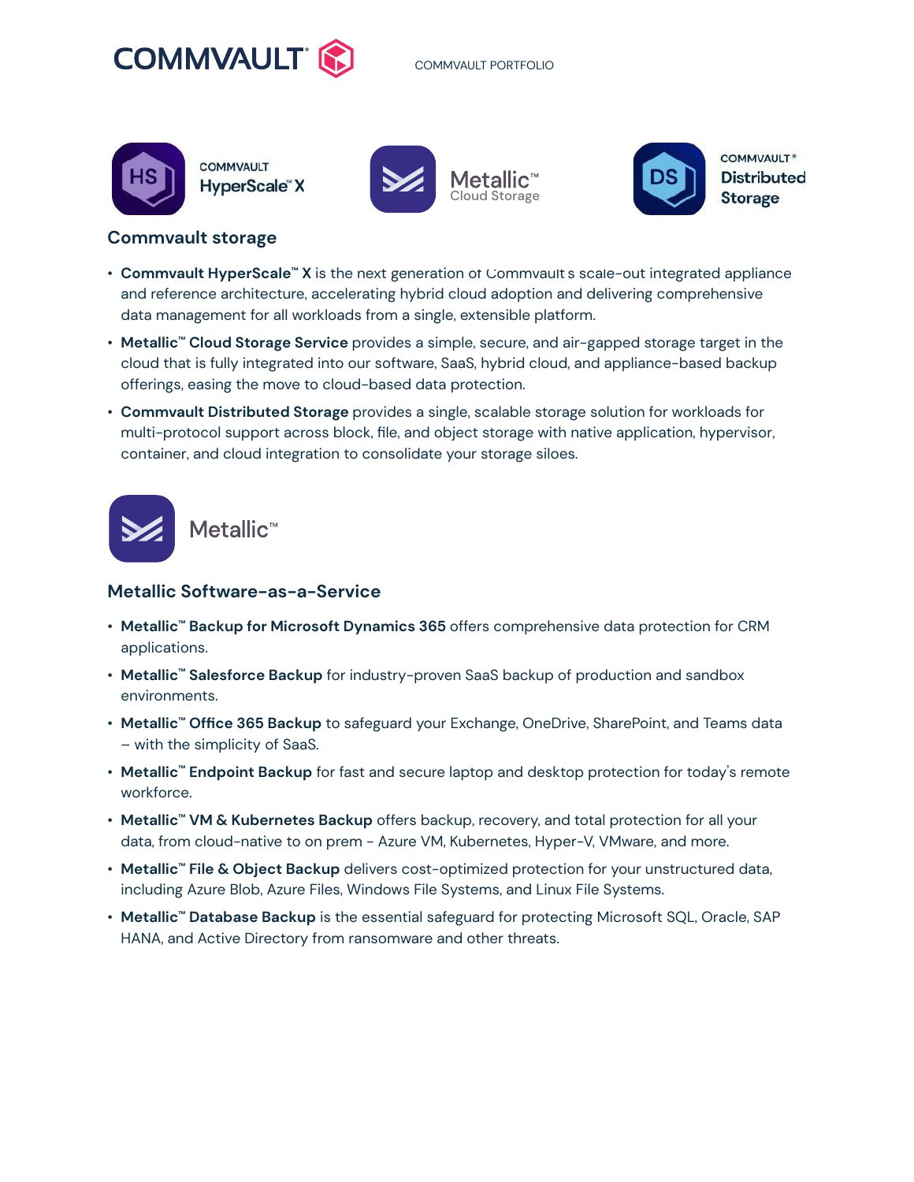## Commvault storage

- **Commvault HyperScale™ X** is the next generation of Commvault's scale-out integrated appliance and reference architecture, accelerating hybrid cloud adoption and delivering comprehensive data management for all workloads from a single, extensible platform.
- **Metallic™ Cloud Storage Service** provides a simple, secure, and air-gapped storage target in the cloud that is fully integrated into our software, SaaS, hybrid cloud, and appliance-based backup offerings, easing the move to cloud-based data protection.
- **Commvault Distributed Storage** provides a single, scalable storage solution for workloads for multi-protocol support across block, file, and object storage with native application, hypervisor, container, and cloud integration to consolidate your storage siloes.

## Metallic Software-as-a-Service

- **Metallic™ Backup for Microsoft Dynamics 365** offers comprehensive data protection for CRM applications.
- **Metallic™ Salesforce Backup** for industry-proven SaaS backup of production and sandbox environments.
- **Metallic™ Office 365 Backup** to safeguard your Exchange, OneDrive, SharePoint, and Teams data – with the simplicity of SaaS.
- **Metallic™ Endpoint Backup** for fast and secure laptop and desktop protection for today's remote workforce.
- **Metallic™ VM & Kubernetes Backup** offers backup, recovery, and total protection for all your data, from cloud-native to on prem - Azure VM, Kubernetes, Hyper-V, VMware, and more.
- **Metallic™ File & Object Backup** delivers cost-optimized protection for your unstructured data, including Azure Blob, Azure Files, Windows File Systems, and Linux File Systems.
- **Metallic™ Database Backup** is the essential safeguard for protecting Microsoft SQL, Oracle, SAP HANA, and Active Directory from ransomware and other threats.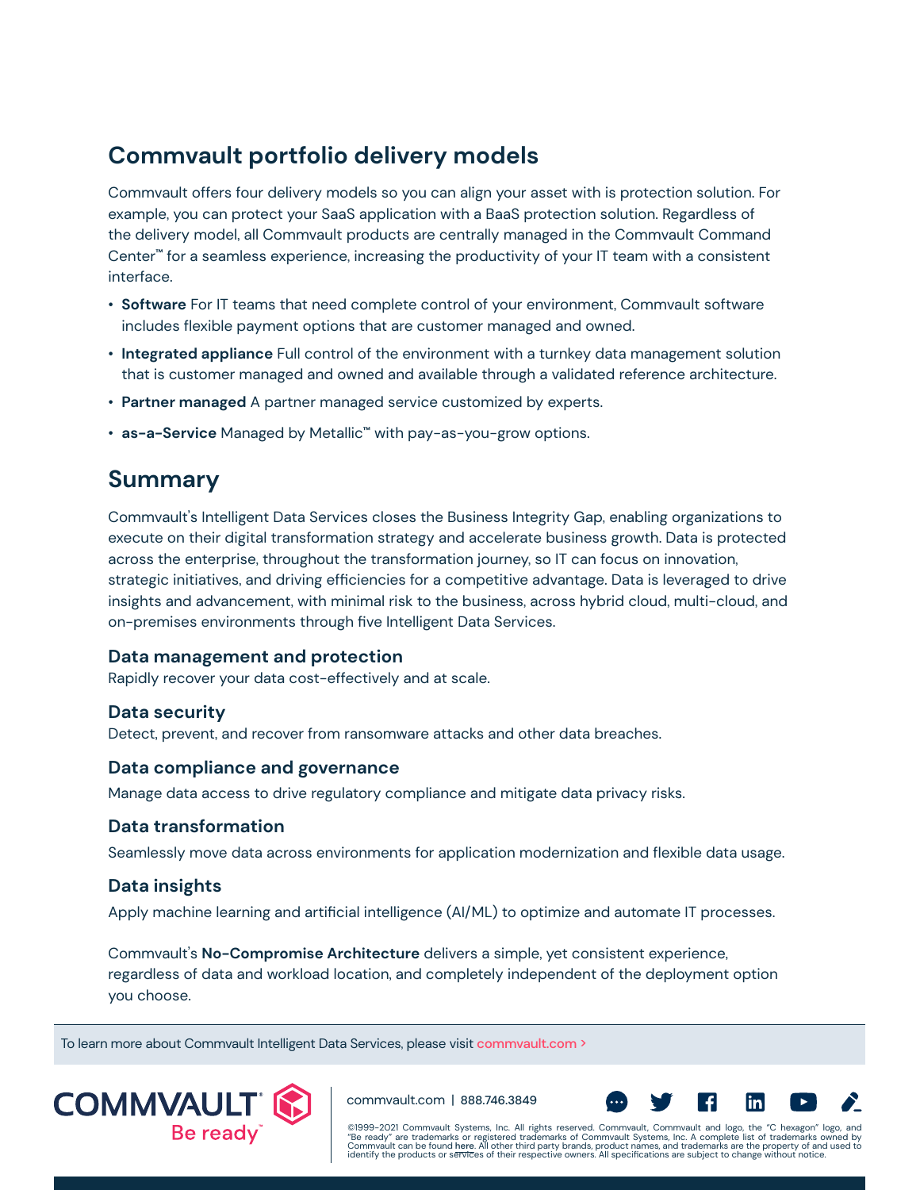## Commvault portfolio delivery models

Commvault offers four delivery models so you can align your asset with is protection solution. For example, you can protect your SaaS application with a BaaS protection solution. Regardless of the delivery model, all Commvault products are centrally managed in the Commvault Command Center™ for a seamless experience, increasing the productivity of your IT team with a consistent interface.

- **Software** For IT teams that need complete control of your environment, Commvault software includes flexible payment options that are customer managed and owned.
- **Integrated appliance** Full control of the environment with a turnkey data management solution that is customer managed and owned and available through a validated reference architecture.
- **Partner managed** A partner managed service customized by experts.
- **as-a-Service** Managed by Metallic™ with pay-as-you-grow options.

## Summary

Commvault's Intelligent Data Services closes the Business Integrity Gap, enabling organizations to execute on their digital transformation strategy and accelerate business growth. Data is protected across the enterprise, throughout the transformation journey, so IT can focus on innovation, strategic initiatives, and driving efficiencies for a competitive advantage. Data is leveraged to drive insights and advancement, with minimal risk to the business, across hybrid cloud, multi-cloud, and on-premises environments through five Intelligent Data Services.

### Data management and protection

Rapidly recover your data cost-effectively and at scale.

### Data security

Detect, prevent, and recover from ransomware attacks and other data breaches.

### Data compliance and governance

Manage data access to drive regulatory compliance and mitigate data privacy risks.

### Data transformation

Seamlessly move data across environments for application modernization and flexible data usage.

### Data insights

Apply machine learning and artificial intelligence (AI/ML) to optimize and automate IT processes.

Commvault's **No-Compromise Architecture** delivers a simple, yet consistent experience, regardless of data and workload location, and completely independent of the deployment option you choose.

To learn more about Commvault Intelligent Data Services, please visit commvault.com >

COMMVAULT® Be ready™

commvault.com | 888.746.3849

©1999-2021 Commvault Systems, Inc. All rights reserved. Commvault, Commvault and logo, the "C hexagon" logo, and "Be ready" are trademarks or registered trademarks of Commvault Systems, Inc. A complete list of trademarks owned by Commvault can be found here. All other third party brands, product names, and trademarks are the property of and used to identify the products or services of their respective owners. All specifications are subject to change without notice.